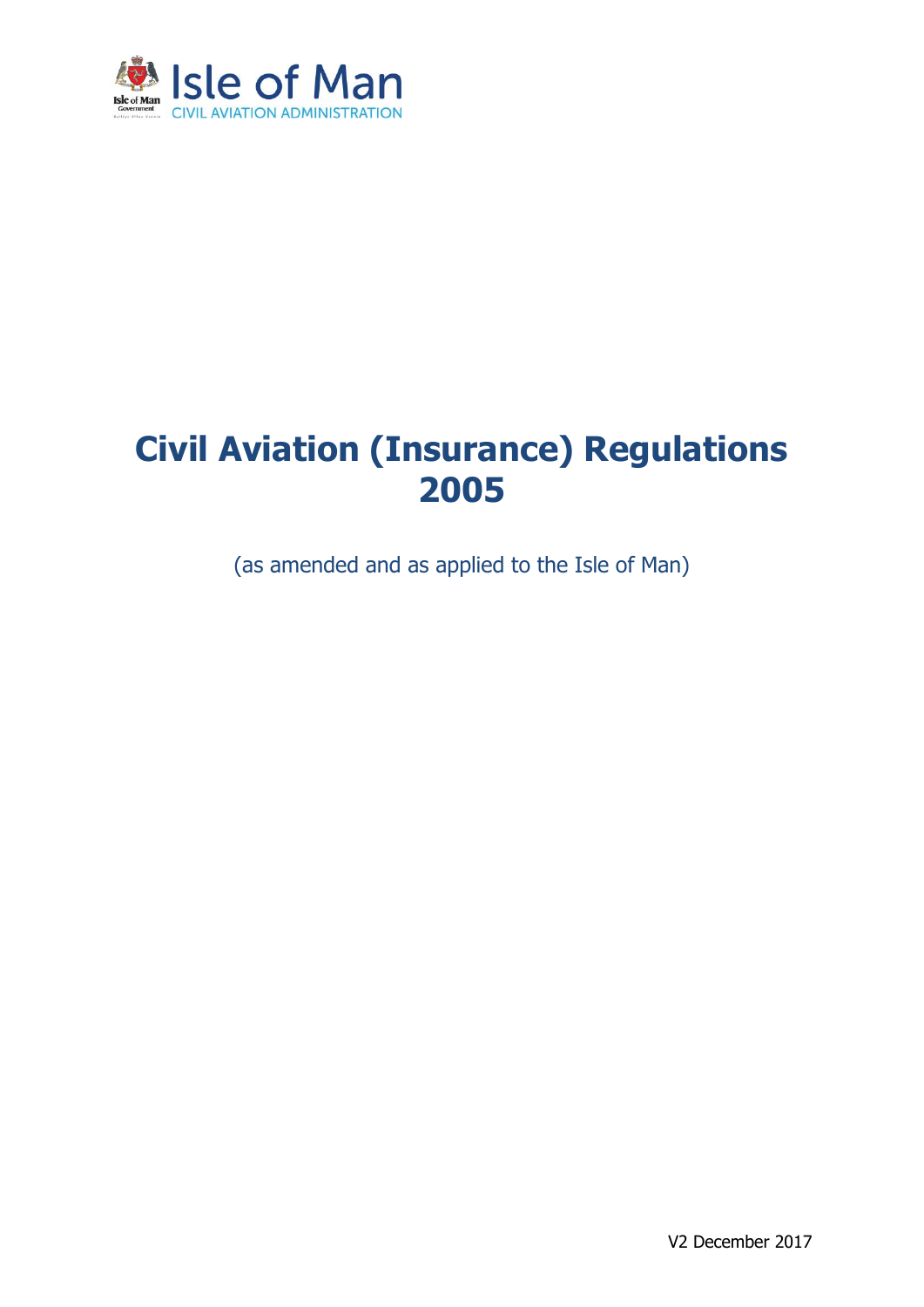Isle of Man
CIVIL AVIATION ADMINISTRATION

# Civil Aviation (Insurance) Regulations 2005

(as amended and as applied to the Isle of Man)

V2 December 2017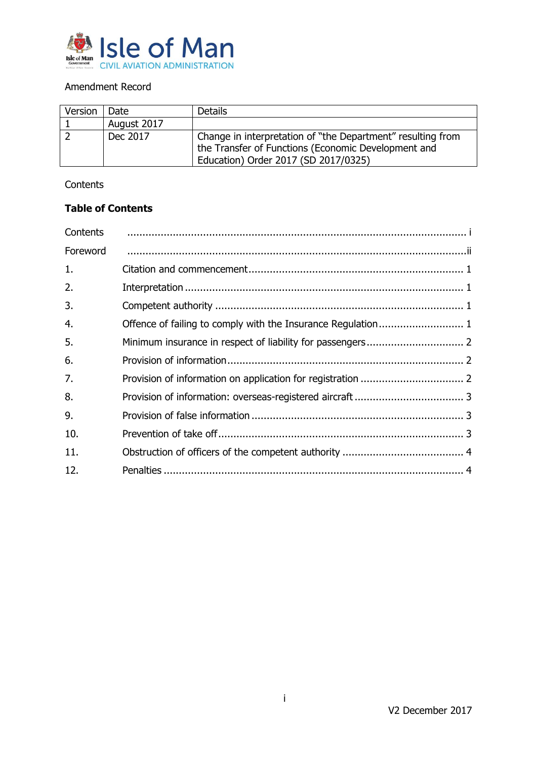Isle of Man

CIVIL AVIATION ADMINISTRATION

Amendment Record

| Version | Date | Details |
|---|---|---|
| 1 | August 2017 | |
| 2 | Dec 2017 | Change in interpretation of "the Department" resulting from the Transfer of Functions (Economic Development and Education) Order 2017 (SD 2017/0325) |

Contents

**Table of Contents**

Contents ........................................................................................................ i

Foreword ......................................................................................................ii

1. Citation and commencement ........................................................................ 1
2. Interpretation .............................................................................................. 1
3. Competent authority .................................................................................... 1
4. Offence of failing to comply with the Insurance Regulation ........................... 1
5. Minimum insurance in respect of liability for passengers ................................ 2
6. Provision of information ............................................................................... 2
7. Provision of information on application for registration ................................. 2
8. Provision of information: overseas-registered aircraft .................................... 3
9. Provision of false information ...................................................................... 3
10. Prevention of take off .................................................................................. 3
11. Obstruction of officers of the competent authority ........................................ 4
12. Penalties ..................................................................................................... 4

V2 December 2017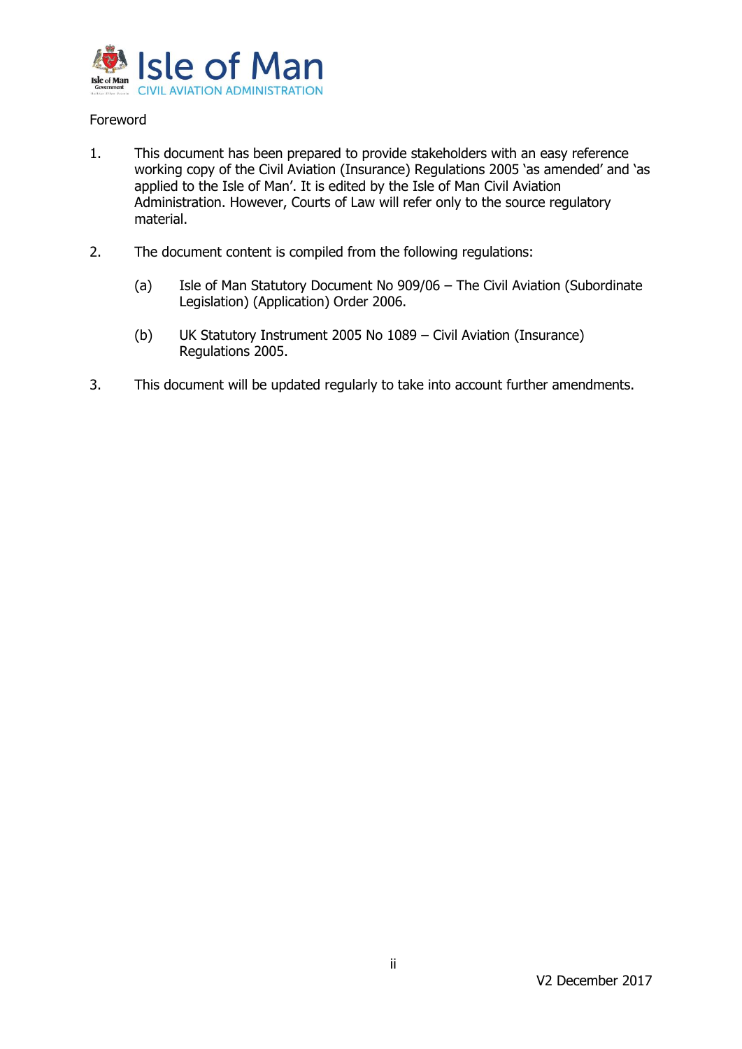Foreword

1. This document has been prepared to provide stakeholders with an easy reference working copy of the Civil Aviation (Insurance) Regulations 2005 'as amended' and 'as applied to the Isle of Man'. It is edited by the Isle of Man Civil Aviation Administration. However, Courts of Law will refer only to the source regulatory material.

2. The document content is compiled from the following regulations:

   (a) Isle of Man Statutory Document No 909/06 – The Civil Aviation (Subordinate Legislation) (Application) Order 2006.

   (b) UK Statutory Instrument 2005 No 1089 – Civil Aviation (Insurance) Regulations 2005.

3. This document will be updated regularly to take into account further amendments.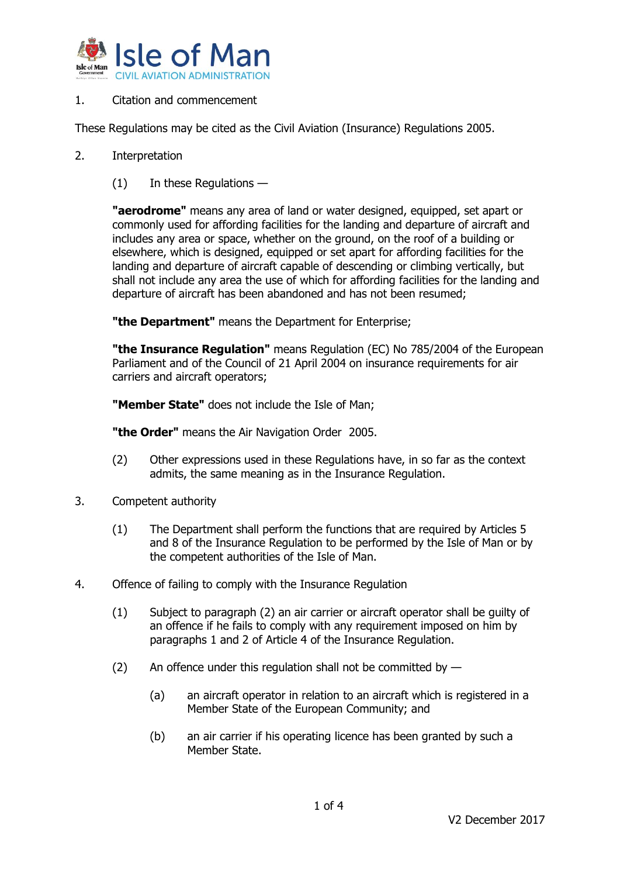1. Citation and commencement

These Regulations may be cited as the Civil Aviation (Insurance) Regulations 2005.

2. Interpretation

(1) In these Regulations —

**"aerodrome"** means any area of land or water designed, equipped, set apart or commonly used for affording facilities for the landing and departure of aircraft and includes any area or space, whether on the ground, on the roof of a building or elsewhere, which is designed, equipped or set apart for affording facilities for the landing and departure of aircraft capable of descending or climbing vertically, but shall not include any area the use of which for affording facilities for the landing and departure of aircraft has been abandoned and has not been resumed;

**"the Department"** means the Department for Enterprise;

**"the Insurance Regulation"** means Regulation (EC) No 785/2004 of the European Parliament and of the Council of 21 April 2004 on insurance requirements for air carriers and aircraft operators;

**"Member State"** does not include the Isle of Man;

**"the Order"** means the Air Navigation Order 2005.

(2) Other expressions used in these Regulations have, in so far as the context admits, the same meaning as in the Insurance Regulation.

3. Competent authority

(1) The Department shall perform the functions that are required by Articles 5 and 8 of the Insurance Regulation to be performed by the Isle of Man or by the competent authorities of the Isle of Man.

4. Offence of failing to comply with the Insurance Regulation

(1) Subject to paragraph (2) an air carrier or aircraft operator shall be guilty of an offence if he fails to comply with any requirement imposed on him by paragraphs 1 and 2 of Article 4 of the Insurance Regulation.

(2) An offence under this regulation shall not be committed by —

(a) an aircraft operator in relation to an aircraft which is registered in a Member State of the European Community; and

(b) an air carrier if his operating licence has been granted by such a Member State.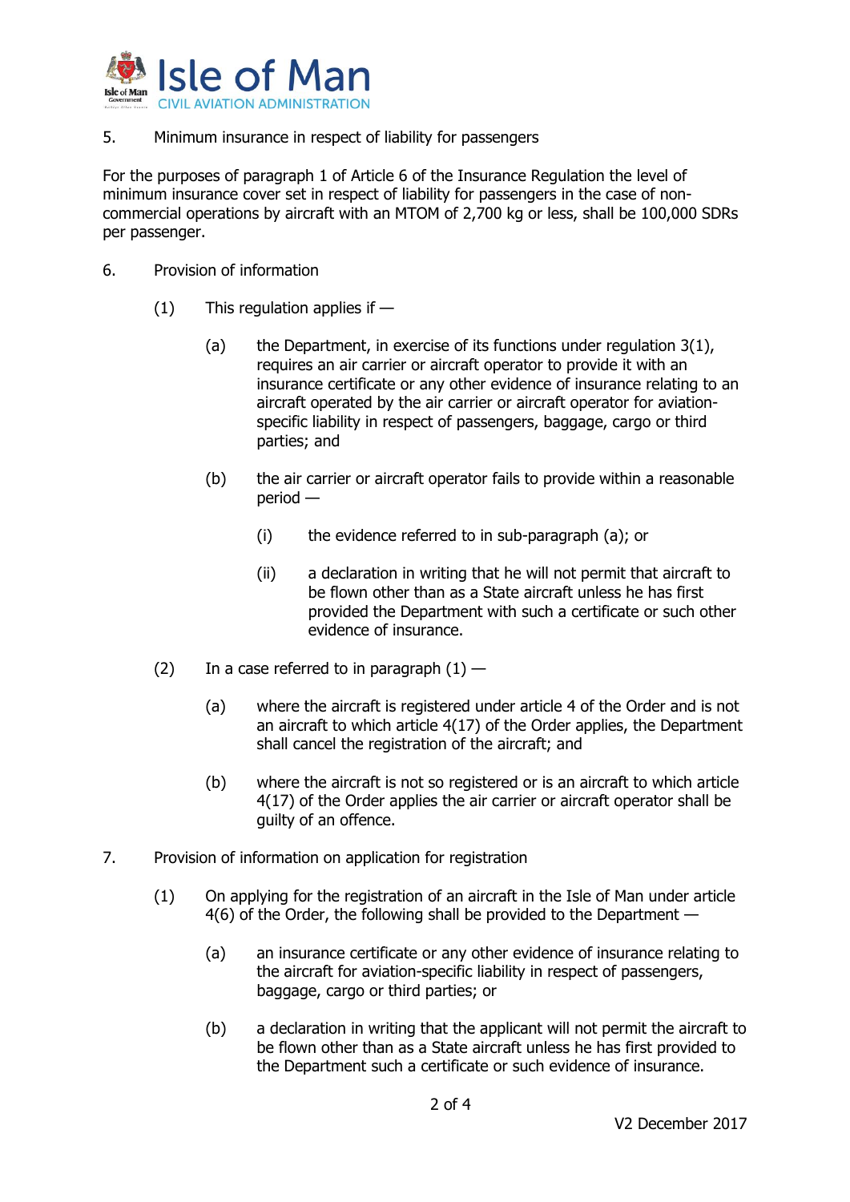5. Minimum insurance in respect of liability for passengers

For the purposes of paragraph 1 of Article 6 of the Insurance Regulation the level of minimum insurance cover set in respect of liability for passengers in the case of non-commercial operations by aircraft with an MTOM of 2,700 kg or less, shall be 100,000 SDRs per passenger.

6. Provision of information

(1) This regulation applies if —

(a) the Department, in exercise of its functions under regulation 3(1), requires an air carrier or aircraft operator to provide it with an insurance certificate or any other evidence of insurance relating to an aircraft operated by the air carrier or aircraft operator for aviation-specific liability in respect of passengers, baggage, cargo or third parties; and

(b) the air carrier or aircraft operator fails to provide within a reasonable period —

(i) the evidence referred to in sub-paragraph (a); or

(ii) a declaration in writing that he will not permit that aircraft to be flown other than as a State aircraft unless he has first provided the Department with such a certificate or such other evidence of insurance.

(2) In a case referred to in paragraph (1) —

(a) where the aircraft is registered under article 4 of the Order and is not an aircraft to which article 4(17) of the Order applies, the Department shall cancel the registration of the aircraft; and

(b) where the aircraft is not so registered or is an aircraft to which article 4(17) of the Order applies the air carrier or aircraft operator shall be guilty of an offence.

7. Provision of information on application for registration

(1) On applying for the registration of an aircraft in the Isle of Man under article 4(6) of the Order, the following shall be provided to the Department —

(a) an insurance certificate or any other evidence of insurance relating to the aircraft for aviation-specific liability in respect of passengers, baggage, cargo or third parties; or

(b) a declaration in writing that the applicant will not permit the aircraft to be flown other than as a State aircraft unless he has first provided to the Department such a certificate or such evidence of insurance.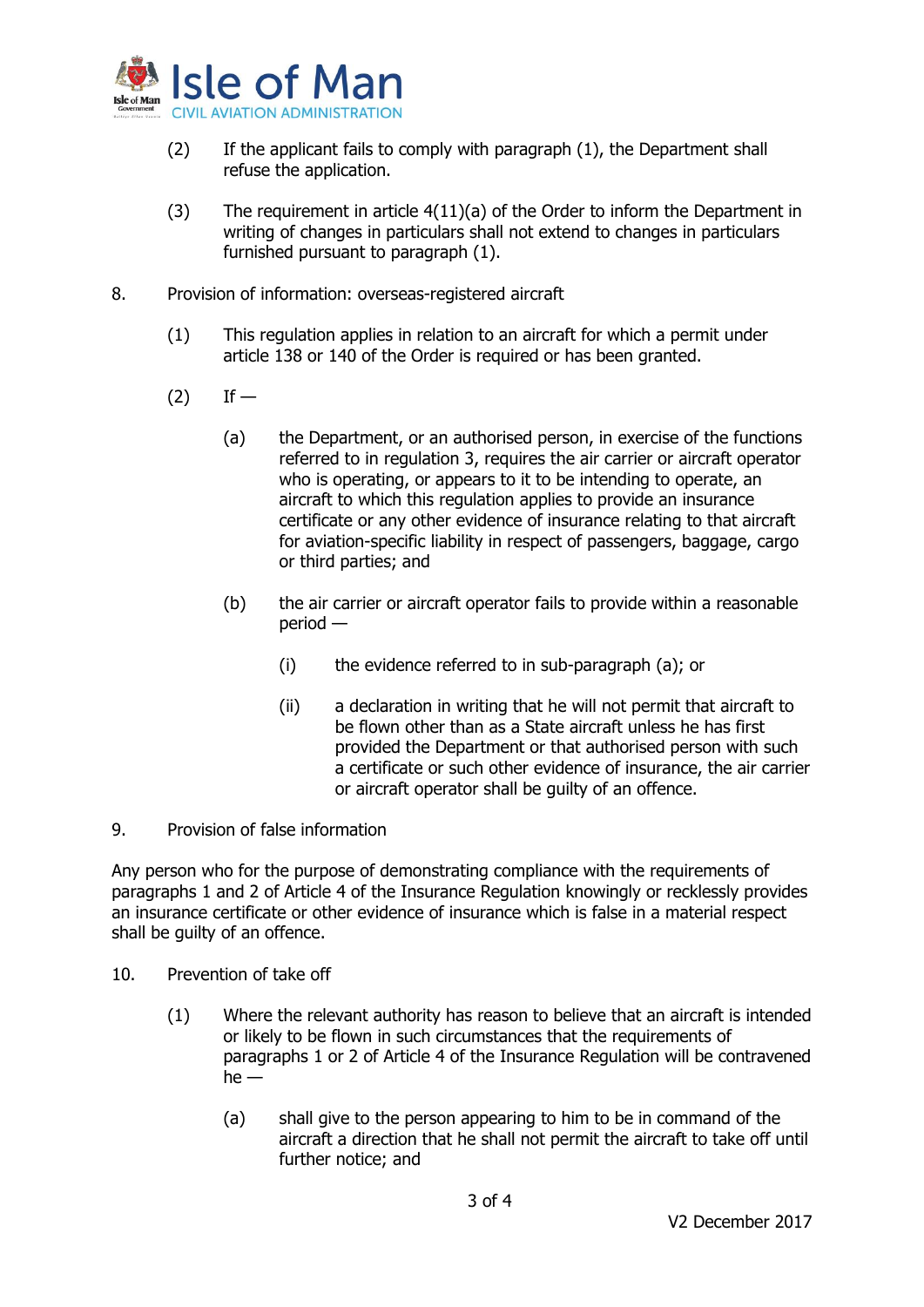(2) If the applicant fails to comply with paragraph (1), the Department shall refuse the application.

(3) The requirement in article 4(11)(a) of the Order to inform the Department in writing of changes in particulars shall not extend to changes in particulars furnished pursuant to paragraph (1).

8. Provision of information: overseas-registered aircraft

(1) This regulation applies in relation to an aircraft for which a permit under article 138 or 140 of the Order is required or has been granted.

(2) If —

(a) the Department, or an authorised person, in exercise of the functions referred to in regulation 3, requires the air carrier or aircraft operator who is operating, or appears to it to be intending to operate, an aircraft to which this regulation applies to provide an insurance certificate or any other evidence of insurance relating to that aircraft for aviation-specific liability in respect of passengers, baggage, cargo or third parties; and

(b) the air carrier or aircraft operator fails to provide within a reasonable period —

(i) the evidence referred to in sub-paragraph (a); or

(ii) a declaration in writing that he will not permit that aircraft to be flown other than as a State aircraft unless he has first provided the Department or that authorised person with such a certificate or such other evidence of insurance, the air carrier or aircraft operator shall be guilty of an offence.

9. Provision of false information

Any person who for the purpose of demonstrating compliance with the requirements of paragraphs 1 and 2 of Article 4 of the Insurance Regulation knowingly or recklessly provides an insurance certificate or other evidence of insurance which is false in a material respect shall be guilty of an offence.

10. Prevention of take off

(1) Where the relevant authority has reason to believe that an aircraft is intended or likely to be flown in such circumstances that the requirements of paragraphs 1 or 2 of Article 4 of the Insurance Regulation will be contravened he —

(a) shall give to the person appearing to him to be in command of the aircraft a direction that he shall not permit the aircraft to take off until further notice; and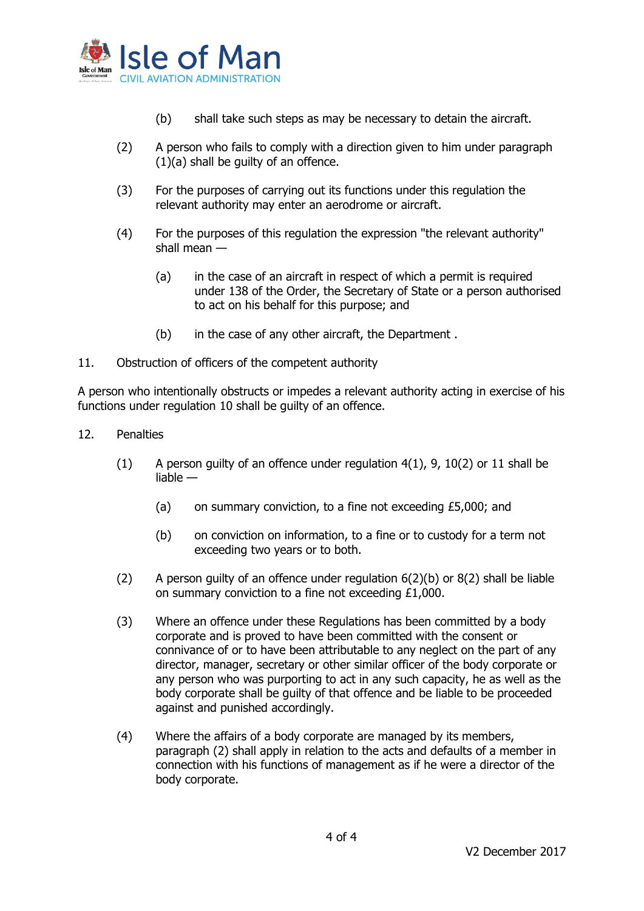(b) shall take such steps as may be necessary to detain the aircraft.

(2) A person who fails to comply with a direction given to him under paragraph (1)(a) shall be guilty of an offence.

(3) For the purposes of carrying out its functions under this regulation the relevant authority may enter an aerodrome or aircraft.

(4) For the purposes of this regulation the expression "the relevant authority" shall mean —

(a) in the case of an aircraft in respect of which a permit is required under 138 of the Order, the Secretary of State or a person authorised to act on his behalf for this purpose; and

(b) in the case of any other aircraft, the Department .

11. Obstruction of officers of the competent authority

A person who intentionally obstructs or impedes a relevant authority acting in exercise of his functions under regulation 10 shall be guilty of an offence.

12. Penalties

(1) A person guilty of an offence under regulation 4(1), 9, 10(2) or 11 shall be liable —

(a) on summary conviction, to a fine not exceeding £5,000; and

(b) on conviction on information, to a fine or to custody for a term not exceeding two years or to both.

(2) A person guilty of an offence under regulation 6(2)(b) or 8(2) shall be liable on summary conviction to a fine not exceeding £1,000.

(3) Where an offence under these Regulations has been committed by a body corporate and is proved to have been committed with the consent or connivance of or to have been attributable to any neglect on the part of any director, manager, secretary or other similar officer of the body corporate or any person who was purporting to act in any such capacity, he as well as the body corporate shall be guilty of that offence and be liable to be proceeded against and punished accordingly.

(4) Where the affairs of a body corporate are managed by its members, paragraph (2) shall apply in relation to the acts and defaults of a member in connection with his functions of management as if he were a director of the body corporate.